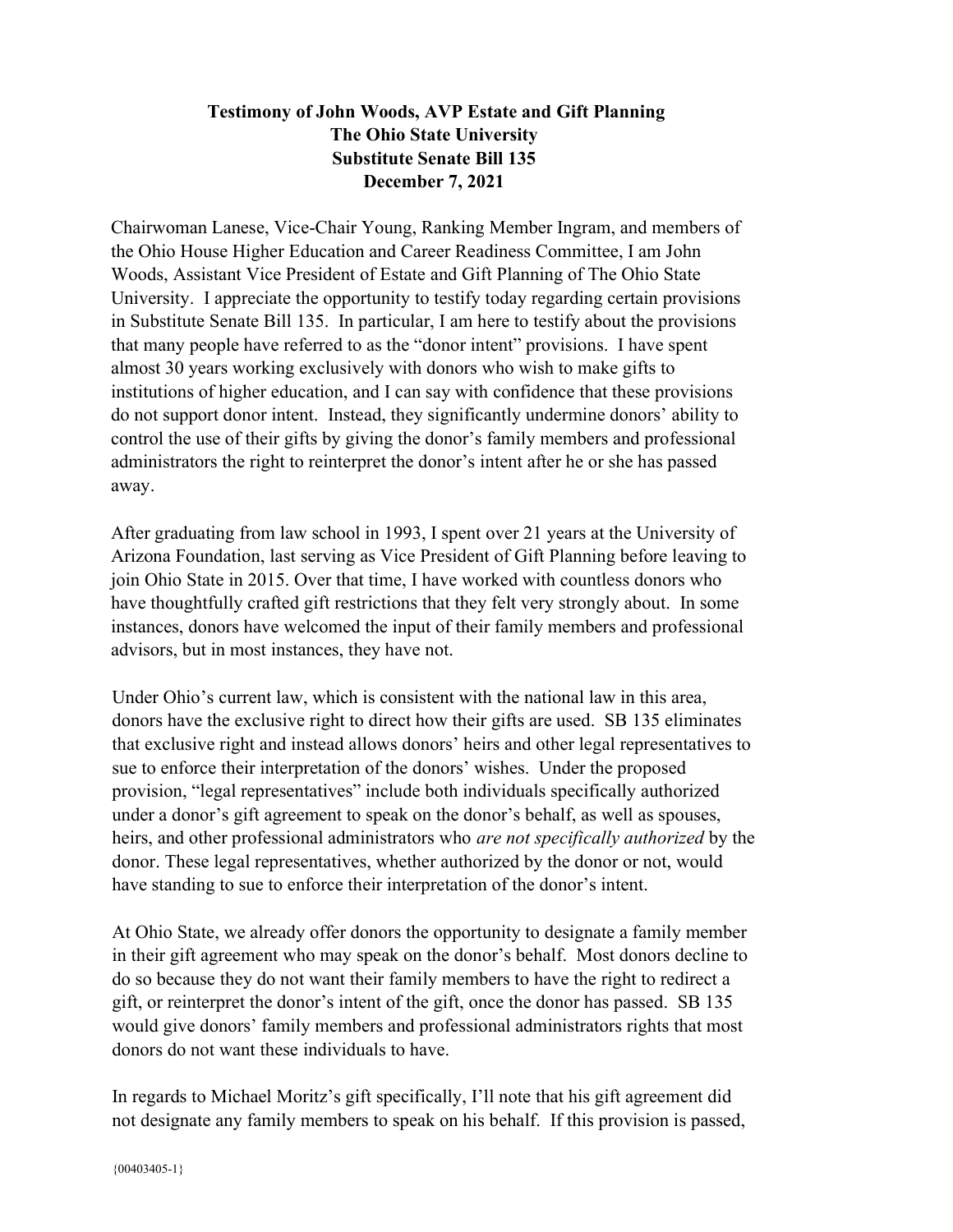**Testimony of John Woods, AVP Estate and Gift Planning**
**The Ohio State University**
**Substitute Senate Bill 135**
**December 7, 2021**

Chairwoman Lanese, Vice-Chair Young, Ranking Member Ingram, and members of the Ohio House Higher Education and Career Readiness Committee, I am John Woods, Assistant Vice President of Estate and Gift Planning of The Ohio State University. I appreciate the opportunity to testify today regarding certain provisions in Substitute Senate Bill 135. In particular, I am here to testify about the provisions that many people have referred to as the "donor intent" provisions. I have spent almost 30 years working exclusively with donors who wish to make gifts to institutions of higher education, and I can say with confidence that these provisions do not support donor intent. Instead, they significantly undermine donors' ability to control the use of their gifts by giving the donor's family members and professional administrators the right to reinterpret the donor's intent after he or she has passed away.

After graduating from law school in 1993, I spent over 21 years at the University of Arizona Foundation, last serving as Vice President of Gift Planning before leaving to join Ohio State in 2015. Over that time, I have worked with countless donors who have thoughtfully crafted gift restrictions that they felt very strongly about. In some instances, donors have welcomed the input of their family members and professional advisors, but in most instances, they have not.

Under Ohio's current law, which is consistent with the national law in this area, donors have the exclusive right to direct how their gifts are used. SB 135 eliminates that exclusive right and instead allows donors' heirs and other legal representatives to sue to enforce their interpretation of the donors' wishes. Under the proposed provision, "legal representatives" include both individuals specifically authorized under a donor's gift agreement to speak on the donor's behalf, as well as spouses, heirs, and other professional administrators who *are not specifically authorized* by the donor. These legal representatives, whether authorized by the donor or not, would have standing to sue to enforce their interpretation of the donor's intent.

At Ohio State, we already offer donors the opportunity to designate a family member in their gift agreement who may speak on the donor's behalf. Most donors decline to do so because they do not want their family members to have the right to redirect a gift, or reinterpret the donor's intent of the gift, once the donor has passed. SB 135 would give donors' family members and professional administrators rights that most donors do not want these individuals to have.

In regards to Michael Moritz's gift specifically, I'll note that his gift agreement did not designate any family members to speak on his behalf. If this provision is passed,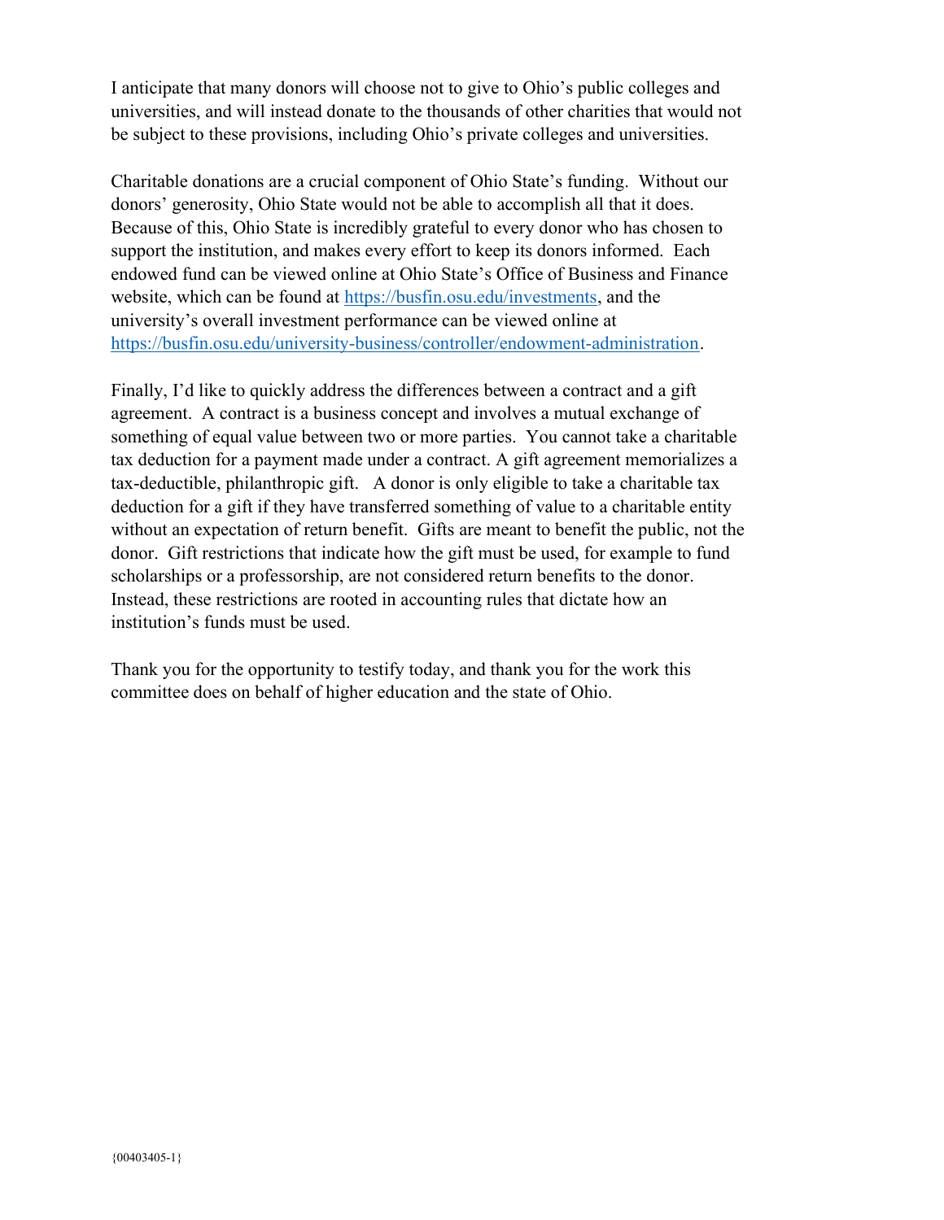I anticipate that many donors will choose not to give to Ohio's public colleges and universities, and will instead donate to the thousands of other charities that would not be subject to these provisions, including Ohio's private colleges and universities.

Charitable donations are a crucial component of Ohio State's funding. Without our donors' generosity, Ohio State would not be able to accomplish all that it does. Because of this, Ohio State is incredibly grateful to every donor who has chosen to support the institution, and makes every effort to keep its donors informed. Each endowed fund can be viewed online at Ohio State's Office of Business and Finance website, which can be found at https://busfin.osu.edu/investments, and the university's overall investment performance can be viewed online at https://busfin.osu.edu/university-business/controller/endowment-administration.

Finally, I'd like to quickly address the differences between a contract and a gift agreement. A contract is a business concept and involves a mutual exchange of something of equal value between two or more parties. You cannot take a charitable tax deduction for a payment made under a contract. A gift agreement memorializes a tax-deductible, philanthropic gift. A donor is only eligible to take a charitable tax deduction for a gift if they have transferred something of value to a charitable entity without an expectation of return benefit. Gifts are meant to benefit the public, not the donor. Gift restrictions that indicate how the gift must be used, for example to fund scholarships or a professorship, are not considered return benefits to the donor. Instead, these restrictions are rooted in accounting rules that dictate how an institution's funds must be used.

Thank you for the opportunity to testify today, and thank you for the work this committee does on behalf of higher education and the state of Ohio.